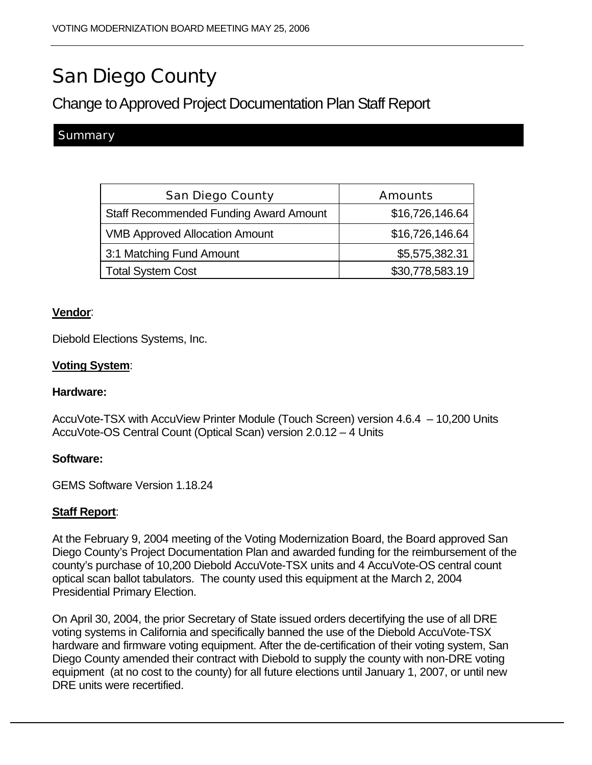# San Diego County

## Change to Approved Project Documentation Plan Staff Report

### Summary

| San Diego County | Amounts |
| --- | --- |
| Staff Recommended Funding Award Amount | $16,726,146.64 |
| VMB Approved Allocation Amount | $16,726,146.64 |
| 3:1 Matching Fund Amount | $5,575,382.31 |
| Total System Cost | $30,778,583.19 |

**Vendor**:

Diebold Elections Systems, Inc.

**Voting System**:

**Hardware:**

AccuVote-TSX with AccuView Printer Module (Touch Screen) version 4.6.4 – 10,200 Units
AccuVote-OS Central Count (Optical Scan) version 2.0.12 – 4 Units

**Software:**

GEMS Software Version 1.18.24

**Staff Report**:

At the February 9, 2004 meeting of the Voting Modernization Board, the Board approved San Diego County's Project Documentation Plan and awarded funding for the reimbursement of the county's purchase of 10,200 Diebold AccuVote-TSX units and 4 AccuVote-OS central count optical scan ballot tabulators. The county used this equipment at the March 2, 2004 Presidential Primary Election.

On April 30, 2004, the prior Secretary of State issued orders decertifying the use of all DRE voting systems in California and specifically banned the use of the Diebold AccuVote-TSX hardware and firmware voting equipment. After the de-certification of their voting system, San Diego County amended their contract with Diebold to supply the county with non-DRE voting equipment (at no cost to the county) for all future elections until January 1, 2007, or until new DRE units were recertified.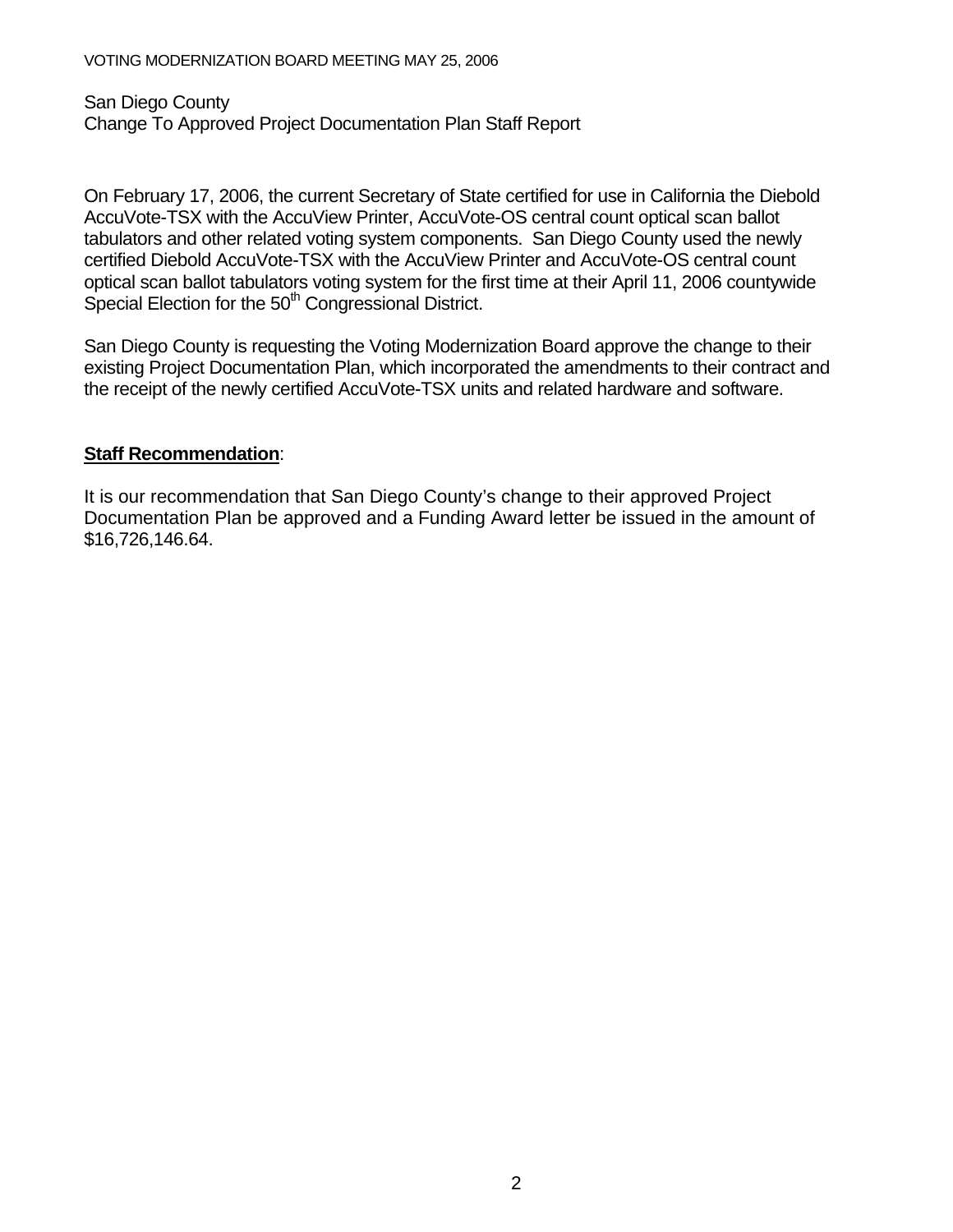San Diego County
Change To Approved Project Documentation Plan Staff Report

On February 17, 2006, the current Secretary of State certified for use in California the Diebold AccuVote-TSX with the AccuView Printer, AccuVote-OS central count optical scan ballot tabulators and other related voting system components. San Diego County used the newly certified Diebold AccuVote-TSX with the AccuView Printer and AccuVote-OS central count optical scan ballot tabulators voting system for the first time at their April 11, 2006 countywide Special Election for the 50th Congressional District.

San Diego County is requesting the Voting Modernization Board approve the change to their existing Project Documentation Plan, which incorporated the amendments to their contract and the receipt of the newly certified AccuVote-TSX units and related hardware and software.

**Staff Recommendation**:

It is our recommendation that San Diego County's change to their approved Project Documentation Plan be approved and a Funding Award letter be issued in the amount of $16,726,146.64.